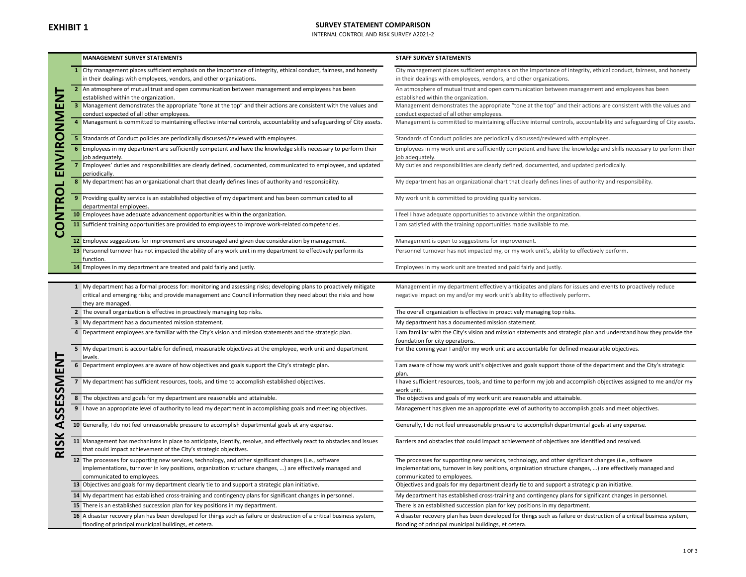**EXHIBIT 1**

## SURVEY STATEMENT COMPARISON

INTERNAL CONTROL AND RISK SURVEY A2021-2

### CONTROL ENVIRONMENT

| # | MANAGEMENT SURVEY STATEMENTS | STAFF SURVEY STATEMENTS |
|---|---|---|
| 1 | City management places sufficient emphasis on the importance of integrity, ethical conduct, fairness, and honesty in their dealings with employees, vendors, and other organizations. | City management places sufficient emphasis on the importance of integrity, ethical conduct, fairness, and honesty in their dealings with employees, vendors, and other organizations. |
| 2 | An atmosphere of mutual trust and open communication between management and employees has been established within the organization. | An atmosphere of mutual trust and open communication between management and employees has been established within the organization. |
| 3 | Management demonstrates the appropriate "tone at the top" and their actions are consistent with the values and conduct expected of all other employees. | Management demonstrates the appropriate "tone at the top" and their actions are consistent with the values and conduct expected of all other employees. |
| 4 | Management is committed to maintaining effective internal controls, accountability and safeguarding of City assets. | Management is committed to maintaining effective internal controls, accountability and safeguarding of City assets. |
| 5 | Standards of Conduct policies are periodically discussed/reviewed with employees. | Standards of Conduct policies are periodically discussed/reviewed with employees. |
| 6 | Employees in my department are sufficiently competent and have the knowledge skills necessary to perform their job adequately. | Employees in my work unit are sufficiently competent and have the knowledge and skills necessary to perform their job adequately. |
| 7 | Employees' duties and responsibilities are clearly defined, documented, communicated to employees, and updated periodically. | My duties and responsibilities are clearly defined, documented, and updated periodically. |
| 8 | My department has an organizational chart that clearly defines lines of authority and responsibility. | My department has an organizational chart that clearly defines lines of authority and responsibility. |
| 9 | Providing quality service is an established objective of my department and has been communicated to all departmental employees. | My work unit is committed to providing quality services. |
| 10 | Employees have adequate advancement opportunities within the organization. | I feel I have adequate opportunities to advance within the organization. |
| 11 | Sufficient training opportunities are provided to employees to improve work-related competencies. | I am satisfied with the training opportunities made available to me. |
| 12 | Employee suggestions for improvement are encouraged and given due consideration by management. | Management is open to suggestions for improvement. |
| 13 | Personnel turnover has not impacted the ability of any work unit in my department to effectively perform its function. | Personnel turnover has not impacted my, or my work unit's, ability to effectively perform. |
| 14 | Employees in my department are treated and paid fairly and justly. | Employees in my work unit are treated and paid fairly and justly. |

### RISK ASSESSMENT

| # | MANAGEMENT SURVEY STATEMENTS | STAFF SURVEY STATEMENTS |
|---|---|---|
| 1 | My department has a formal process for: monitoring and assessing risks; developing plans to proactively mitigate critical and emerging risks; and provide management and Council information they need about the risks and how they are managed. | Management in my department effectively anticipates and plans for issues and events to proactively reduce negative impact on my and/or my work unit's ability to effectively perform. |
| 2 | The overall organization is effective in proactively managing top risks. | The overall organization is effective in proactively managing top risks. |
| 3 | My department has a documented mission statement. | My department has a documented mission statement. |
| 4 | Department employees are familiar with the City's vision and mission statements and the strategic plan. | I am familiar with the City's vision and mission statements and strategic plan and understand how they provide the foundation for city operations. |
| 5 | My department is accountable for defined, measurable objectives at the employee, work unit and department levels. | For the coming year I and/or my work unit are accountable for defined measurable objectives. |
| 6 | Department employees are aware of how objectives and goals support the City's strategic plan. | I am aware of how my work unit's objectives and goals support those of the department and the City's strategic plan. |
| 7 | My department has sufficient resources, tools, and time to accomplish established objectives. | I have sufficient resources, tools, and time to perform my job and accomplish objectives assigned to me and/or my work unit. |
| 8 | The objectives and goals for my department are reasonable and attainable. | The objectives and goals of my work unit are reasonable and attainable. |
| 9 | I have an appropriate level of authority to lead my department in accomplishing goals and meeting objectives. | Management has given me an appropriate level of authority to accomplish goals and meet objectives. |
| 10 | Generally, I do not feel unreasonable pressure to accomplish departmental goals at any expense. | Generally, I do not feel unreasonable pressure to accomplish departmental goals at any expense. |
| 11 | Management has mechanisms in place to anticipate, identify, resolve, and effectively react to obstacles and issues that could impact achievement of the City's strategic objectives. | Barriers and obstacles that could impact achievement of objectives are identified and resolved. |
| 12 | The processes for supporting new services, technology, and other significant changes (i.e., software implementations, turnover in key positions, organization structure changes, …) are effectively managed and communicated to employees. | The processes for supporting new services, technology, and other significant changes (i.e., software implementations, turnover in key positions, organization structure changes, …) are effectively managed and communicated to employees. |
| 13 | Objectives and goals for my department clearly tie to and support a strategic plan initiative. | Objectives and goals for my department clearly tie to and support a strategic plan initiative. |
| 14 | My department has established cross-training and contingency plans for significant changes in personnel. | My department has established cross-training and contingency plans for significant changes in personnel. |
| 15 | There is an established succession plan for key positions in my department. | There is an established succession plan for key positions in my department. |
| 16 | A disaster recovery plan has been developed for things such as failure or destruction of a critical business system, flooding of principal municipal buildings, et cetera. | A disaster recovery plan has been developed for things such as failure or destruction of a critical business system, flooding of principal municipal buildings, et cetera. |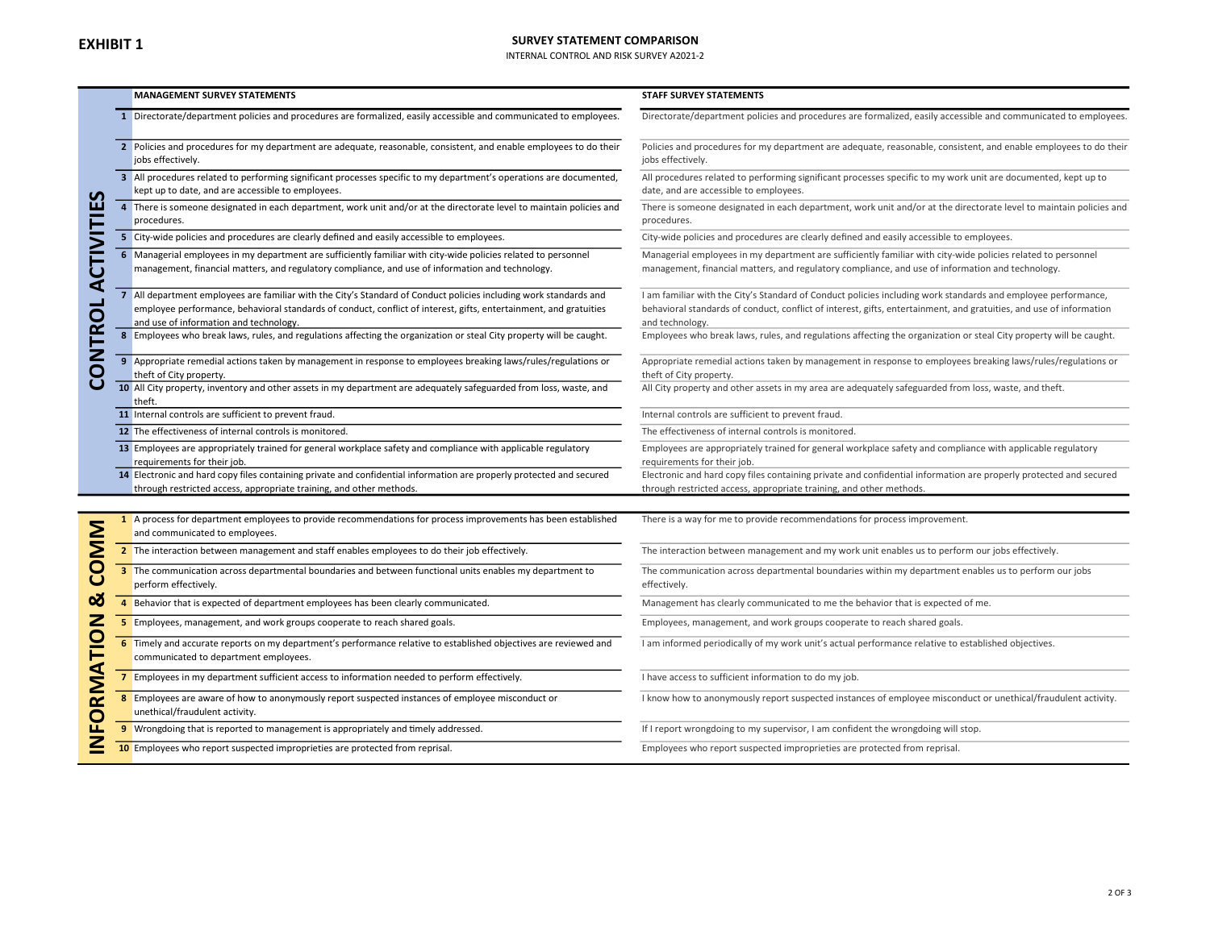**EXHIBIT 1**

## SURVEY STATEMENT COMPARISON

INTERNAL CONTROL AND RISK SURVEY A2021-2

### CONTROL ACTIVITIES

| # | MANAGEMENT SURVEY STATEMENTS | STAFF SURVEY STATEMENTS |
|---|---|---|
| 1 | Directorate/department policies and procedures are formalized, easily accessible and communicated to employees. | Directorate/department policies and procedures are formalized, easily accessible and communicated to employees. |
| 2 | Policies and procedures for my department are adequate, reasonable, consistent, and enable employees to do their jobs effectively. | Policies and procedures for my department are adequate, reasonable, consistent, and enable employees to do their jobs effectively. |
| 3 | All procedures related to performing significant processes specific to my department's operations are documented, kept up to date, and are accessible to employees. | All procedures related to performing significant processes specific to my work unit are documented, kept up to date, and are accessible to employees. |
| 4 | There is someone designated in each department, work unit and/or at the directorate level to maintain policies and procedures. | There is someone designated in each department, work unit and/or at the directorate level to maintain policies and procedures. |
| 5 | City-wide policies and procedures are clearly defined and easily accessible to employees. | City-wide policies and procedures are clearly defined and easily accessible to employees. |
| 6 | Managerial employees in my department are sufficiently familiar with city-wide policies related to personnel management, financial matters, and regulatory compliance, and use of information and technology. | Managerial employees in my department are sufficiently familiar with city-wide policies related to personnel management, financial matters, and regulatory compliance, and use of information and technology. |
| 7 | All department employees are familiar with the City's Standard of Conduct policies including work standards and employee performance, behavioral standards of conduct, conflict of interest, gifts, entertainment, and gratuities and use of information and technology. | I am familiar with the City's Standard of Conduct policies including work standards and employee performance, behavioral standards of conduct, conflict of interest, gifts, entertainment, and gratuities, and use of information and technology. |
| 8 | Employees who break laws, rules, and regulations affecting the organization or steal City property will be caught. | Employees who break laws, rules, and regulations affecting the organization or steal City property will be caught. |
| 9 | Appropriate remedial actions taken by management in response to employees breaking laws/rules/regulations or theft of City property. | Appropriate remedial actions taken by management in response to employees breaking laws/rules/regulations or theft of City property. |
| 10 | All City property, inventory and other assets in my department are adequately safeguarded from loss, waste, and theft. | All City property and other assets in my area are adequately safeguarded from loss, waste, and theft. |
| 11 | Internal controls are sufficient to prevent fraud. | Internal controls are sufficient to prevent fraud. |
| 12 | The effectiveness of internal controls is monitored. | The effectiveness of internal controls is monitored. |
| 13 | Employees are appropriately trained for general workplace safety and compliance with applicable regulatory requirements for their job. | Employees are appropriately trained for general workplace safety and compliance with applicable regulatory requirements for their job. |
| 14 | Electronic and hard copy files containing private and confidential information are properly protected and secured through restricted access, appropriate training, and other methods. | Electronic and hard copy files containing private and confidential information are properly protected and secured through restricted access, appropriate training, and other methods. |

### INFORMATION & COMM

| # | MANAGEMENT SURVEY STATEMENTS | STAFF SURVEY STATEMENTS |
|---|---|---|
| 1 | A process for department employees to provide recommendations for process improvements has been established and communicated to employees. | There is a way for me to provide recommendations for process improvement. |
| 2 | The interaction between management and staff enables employees to do their job effectively. | The interaction between management and my work unit enables us to perform our jobs effectively. |
| 3 | The communication across departmental boundaries and between functional units enables my department to perform effectively. | The communication across departmental boundaries within my department enables us to perform our jobs effectively. |
| 4 | Behavior that is expected of department employees has been clearly communicated. | Management has clearly communicated to me the behavior that is expected of me. |
| 5 | Employees, management, and work groups cooperate to reach shared goals. | Employees, management, and work groups cooperate to reach shared goals. |
| 6 | Timely and accurate reports on my department's performance relative to established objectives are reviewed and communicated to department employees. | I am informed periodically of my work unit's actual performance relative to established objectives. |
| 7 | Employees in my department sufficient access to information needed to perform effectively. | I have access to sufficient information to do my job. |
| 8 | Employees are aware of how to anonymously report suspected instances of employee misconduct or unethical/fraudulent activity. | I know how to anonymously report suspected instances of employee misconduct or unethical/fraudulent activity. |
| 9 | Wrongdoing that is reported to management is appropriately and timely addressed. | If I report wrongdoing to my supervisor, I am confident the wrongdoing will stop. |
| 10 | Employees who report suspected improprieties are protected from reprisal. | Employees who report suspected improprieties are protected from reprisal. |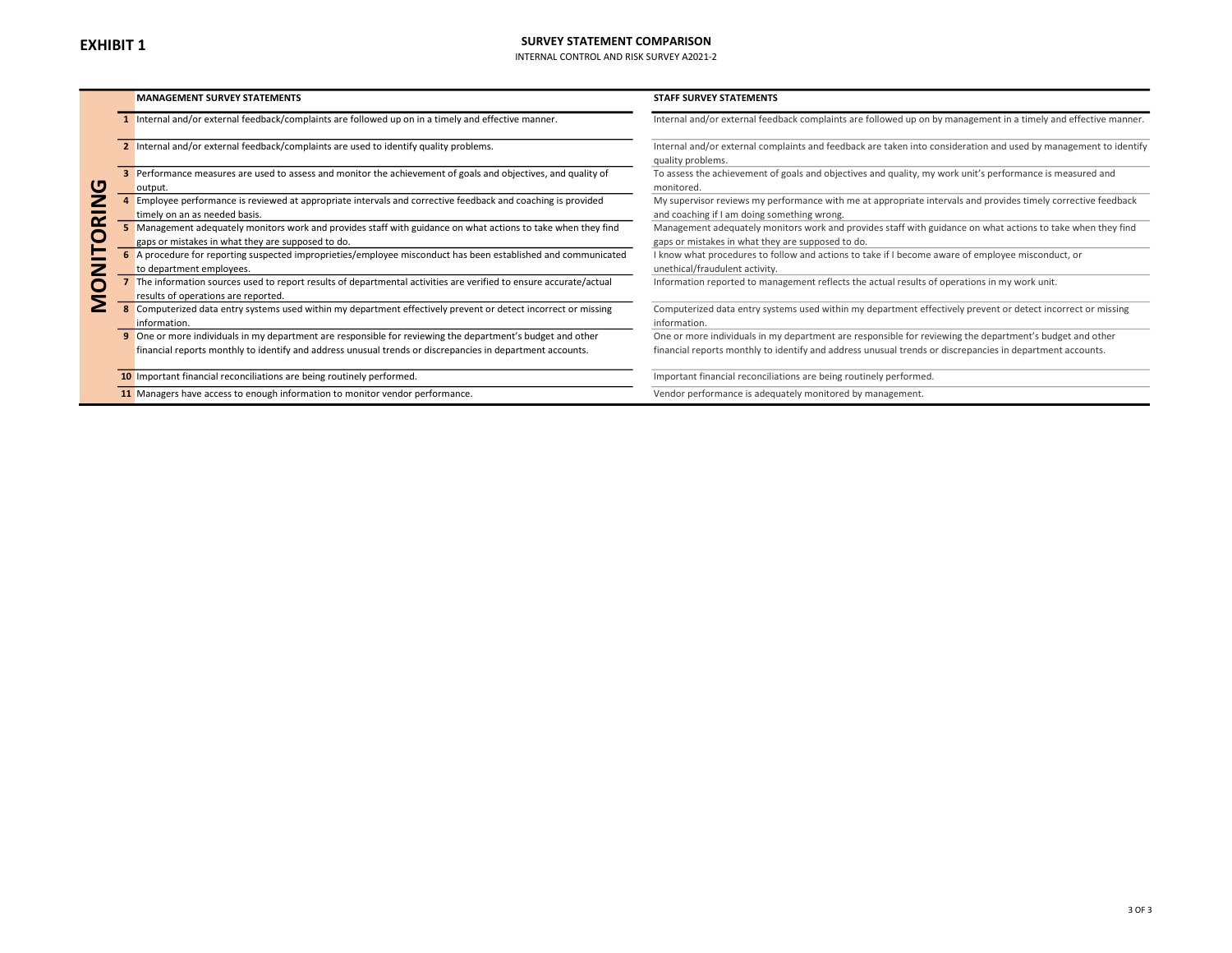**EXHIBIT 1**

## SURVEY STATEMENT COMPARISON

INTERNAL CONTROL AND RISK SURVEY A2021-2

| | # | MANAGEMENT SURVEY STATEMENTS | STAFF SURVEY STATEMENTS |
|---|---|---|---|
| MONITORING | 1 | Internal and/or external feedback/complaints are followed up on in a timely and effective manner. | Internal and/or external feedback complaints are followed up on by management in a timely and effective manner. |
| | 2 | Internal and/or external feedback/complaints are used to identify quality problems. | Internal and/or external complaints and feedback are taken into consideration and used by management to identify quality problems. |
| | 3 | Performance measures are used to assess and monitor the achievement of goals and objectives, and quality of output. | To assess the achievement of goals and objectives and quality, my work unit's performance is measured and monitored. |
| | 4 | Employee performance is reviewed at appropriate intervals and corrective feedback and coaching is provided timely on an as needed basis. | My supervisor reviews my performance with me at appropriate intervals and provides timely corrective feedback and coaching if I am doing something wrong. |
| | 5 | Management adequately monitors work and provides staff with guidance on what actions to take when they find gaps or mistakes in what they are supposed to do. | Management adequately monitors work and provides staff with guidance on what actions to take when they find gaps or mistakes in what they are supposed to do. |
| | 6 | A procedure for reporting suspected improprieties/employee misconduct has been established and communicated to department employees. | I know what procedures to follow and actions to take if I become aware of employee misconduct, or unethical/fraudulent activity. |
| | 7 | The information sources used to report results of departmental activities are verified to ensure accurate/actual results of operations are reported. | Information reported to management reflects the actual results of operations in my work unit. |
| | 8 | Computerized data entry systems used within my department effectively prevent or detect incorrect or missing information. | Computerized data entry systems used within my department effectively prevent or detect incorrect or missing information. |
| | 9 | One or more individuals in my department are responsible for reviewing the department's budget and other financial reports monthly to identify and address unusual trends or discrepancies in department accounts. | One or more individuals in my department are responsible for reviewing the department's budget and other financial reports monthly to identify and address unusual trends or discrepancies in department accounts. |
| | 10 | Important financial reconciliations are being routinely performed. | Important financial reconciliations are being routinely performed. |
| | 11 | Managers have access to enough information to monitor vendor performance. | Vendor performance is adequately monitored by management. |